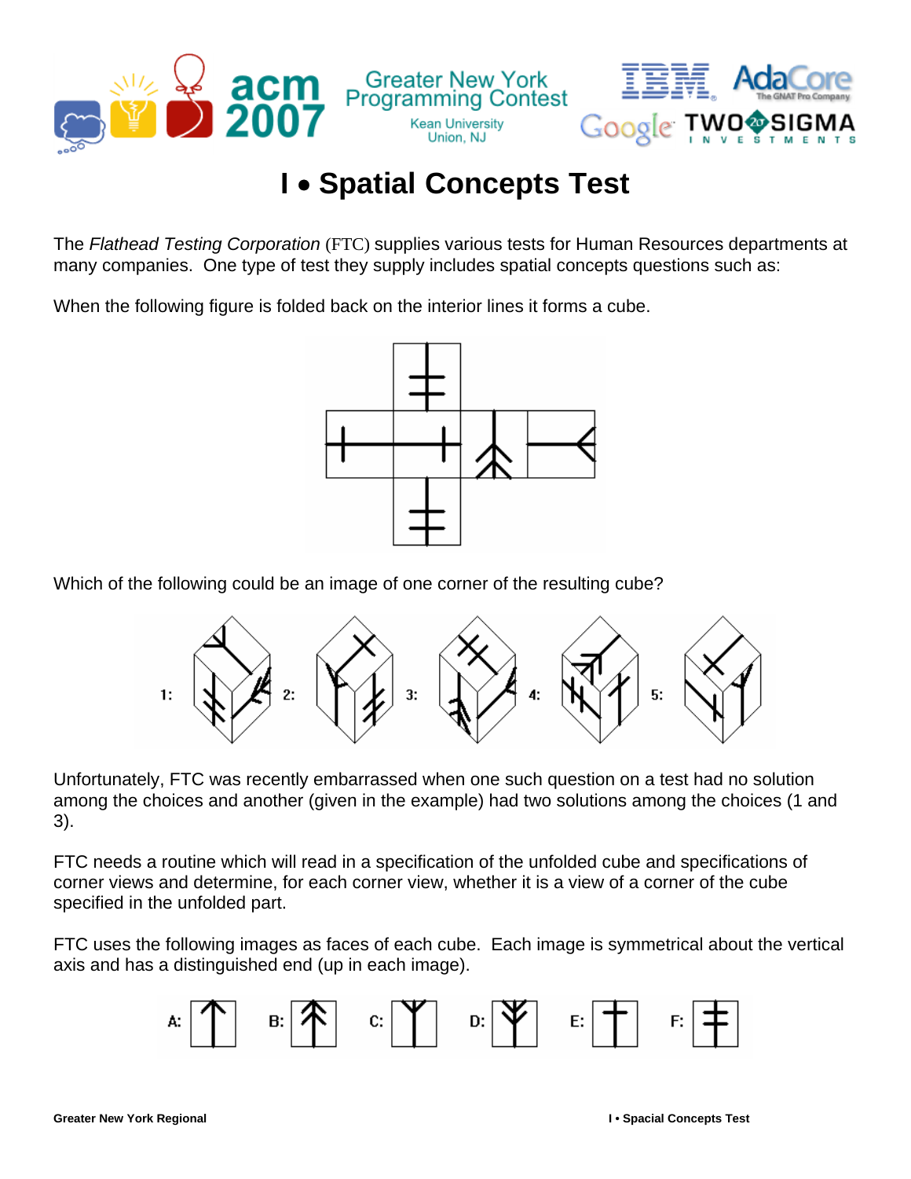# I • Spatial Concepts Test

The *Flathead Testing Corporation* (FTC) supplies various tests for Human Resources departments at many companies. One type of test they supply includes spatial concepts questions such as:

When the following figure is folded back on the interior lines it forms a cube.

Which of the following could be an image of one corner of the resulting cube?

Unfortunately, FTC was recently embarrassed when one such question on a test had no solution among the choices and another (given in the example) had two solutions among the choices (1 and 3).

FTC needs a routine which will read in a specification of the unfolded cube and specifications of corner views and determine, for each corner view, whether it is a view of a corner of the cube specified in the unfolded part.

FTC uses the following images as faces of each cube. Each image is symmetrical about the vertical axis and has a distinguished end (up in each image).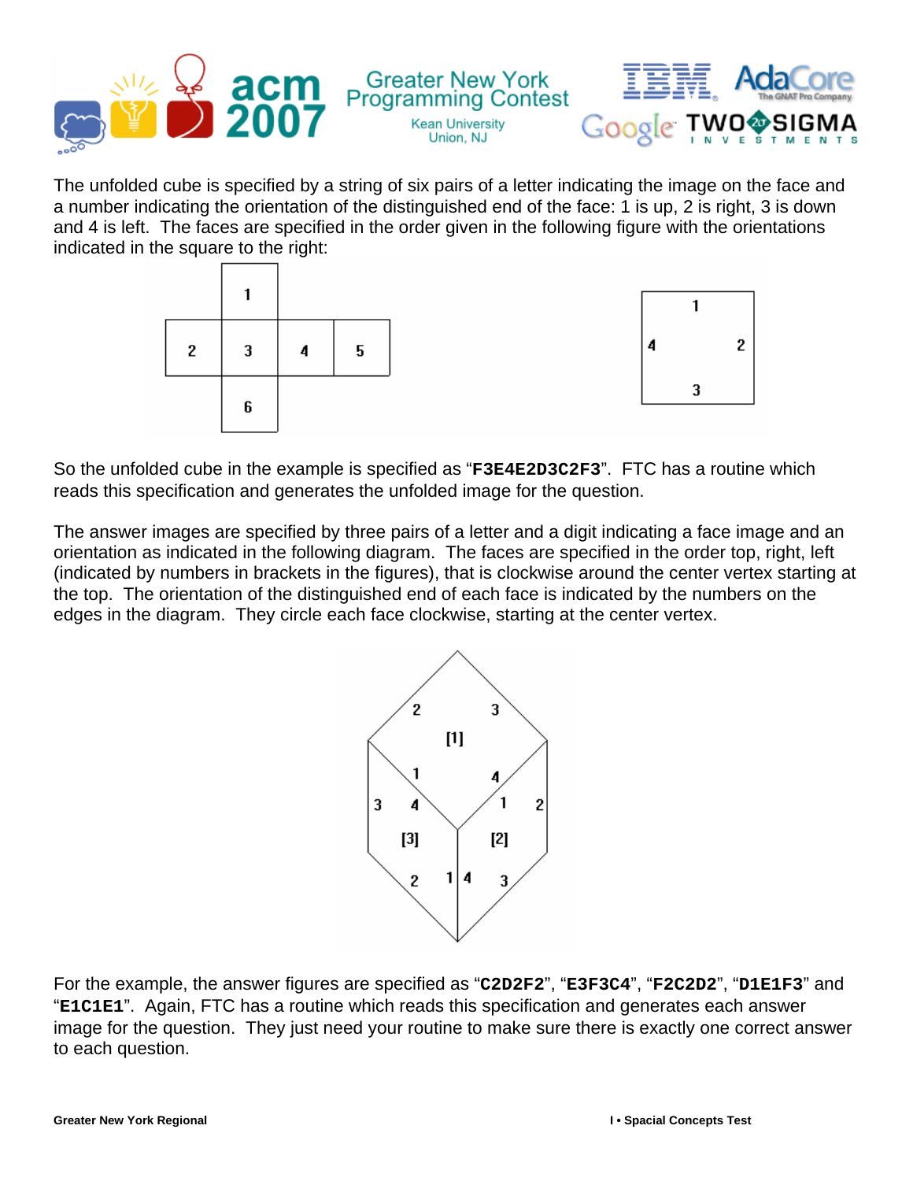The unfolded cube is specified by a string of six pairs of a letter indicating the image on the face and a number indicating the orientation of the distinguished end of the face: 1 is up, 2 is right, 3 is down and 4 is left. The faces are specified in the order given in the following figure with the orientations indicated in the square to the right:

So the unfolded cube in the example is specified as "**F3E4E2D3C2F3**". FTC has a routine which reads this specification and generates the unfolded image for the question.

The answer images are specified by three pairs of a letter and a digit indicating a face image and an orientation as indicated in the following diagram. The faces are specified in the order top, right, left (indicated by numbers in brackets in the figures), that is clockwise around the center vertex starting at the top. The orientation of the distinguished end of each face is indicated by the numbers on the edges in the diagram. They circle each face clockwise, starting at the center vertex.

For the example, the answer figures are specified as "**C2D2F2**", "**E3F3C4**", "**F2C2D2**", "**D1E1F3**" and "**E1C1E1**". Again, FTC has a routine which reads this specification and generates each answer image for the question. They just need your routine to make sure there is exactly one correct answer to each question.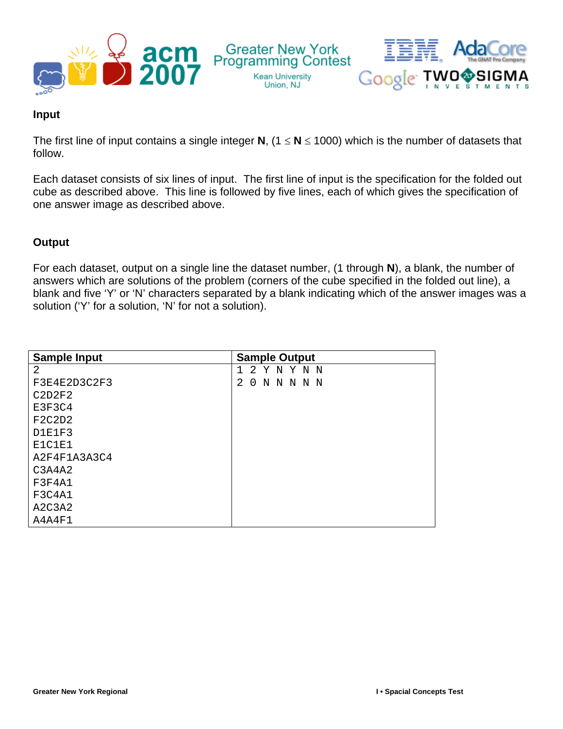### Input

The first line of input contains a single integer **N**, (1 ≤ **N** ≤ 1000) which is the number of datasets that follow.

Each dataset consists of six lines of input. The first line of input is the specification for the folded out cube as described above. This line is followed by five lines, each of which gives the specification of one answer image as described above.

### Output

For each dataset, output on a single line the dataset number, (1 through **N**), a blank, the number of answers which are solutions of the problem (corners of the cube specified in the folded out line), a blank and five 'Y' or 'N' characters separated by a blank indicating which of the answer images was a solution ('Y' for a solution, 'N' for not a solution).

| Sample Input | Sample Output |
|---|---|
| 2 | 1 2 Y N Y N N |
| F3E4E2D3C2F3 | 2 0 N N N N N |
| C2D2F2 | |
| E3F3C4 | |
| F2C2D2 | |
| D1E1F3 | |
| E1C1E1 | |
| A2F4F1A3A3C4 | |
| C3A4A2 | |
| F3F4A1 | |
| F3C4A1 | |
| A2C3A2 | |
| A4A4F1 | |